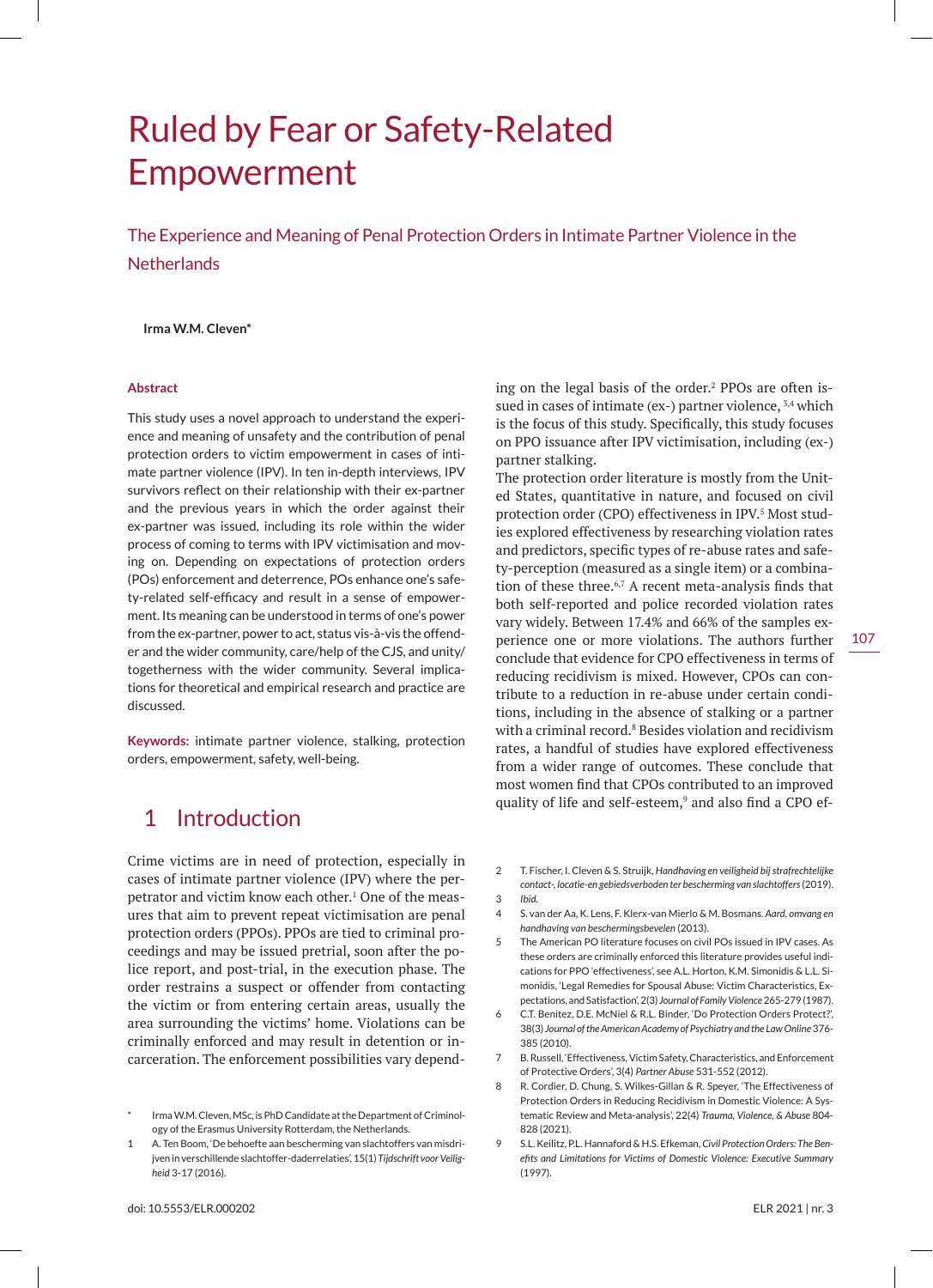# Ruled by Fear or Safety-Related Empowerment

## The Experience and Meaning of Penal Protection Orders in Intimate Partner Violence in the Netherlands

**Irma W.M. Cleven***

### Abstract

This study uses a novel approach to understand the experience and meaning of unsafety and the contribution of penal protection orders to victim empowerment in cases of intimate partner violence (IPV). In ten in-depth interviews, IPV survivors reflect on their relationship with their ex-partner and the previous years in which the order against their ex-partner was issued, including its role within the wider process of coming to terms with IPV victimisation and moving on. Depending on expectations of protection orders (POs) enforcement and deterrence, POs enhance one's safety-related self-efficacy and result in a sense of empowerment. Its meaning can be understood in terms of one's power from the ex-partner, power to act, status vis-à-vis the offender and the wider community, care/help of the CJS, and unity/togetherness with the wider community. Several implications for theoretical and empirical research and practice are discussed.

**Keywords:** intimate partner violence, stalking, protection orders, empowerment, safety, well-being.

## 1 Introduction

Crime victims are in need of protection, especially in cases of intimate partner violence (IPV) where the perpetrator and victim know each other.[1] One of the measures that aim to prevent repeat victimisation are penal protection orders (PPOs). PPOs are tied to criminal proceedings and may be issued pretrial, soon after the police report, and post-trial, in the execution phase. The order restrains a suspect or offender from contacting the victim or from entering certain areas, usually the area surrounding the victims' home. Violations can be criminally enforced and may result in detention or incarceration. The enforcement possibilities vary depending on the legal basis of the order.[2] PPOs are often issued in cases of intimate (ex-) partner violence, [3,4] which is the focus of this study. Specifically, this study focuses on PPO issuance after IPV victimisation, including (ex-) partner stalking.

The protection order literature is mostly from the United States, quantitative in nature, and focused on civil protection order (CPO) effectiveness in IPV.[5] Most studies explored effectiveness by researching violation rates and predictors, specific types of re-abuse rates and safety-perception (measured as a single item) or a combination of these three.[6,7] A recent meta-analysis finds that both self-reported and police recorded violation rates vary widely. Between 17.4% and 66% of the samples experience one or more violations. The authors further conclude that evidence for CPO effectiveness in terms of reducing recidivism is mixed. However, CPOs can contribute to a reduction in re-abuse under certain conditions, including in the absence of stalking or a partner with a criminal record.[8] Besides violation and recidivism rates, a handful of studies have explored effectiveness from a wider range of outcomes. These conclude that most women find that CPOs contributed to an improved quality of life and self-esteem,[9] and also find a CPO ef-

---

\* Irma W.M. Cleven, MSc, is PhD Candidate at the Department of Criminology of the Erasmus University Rotterdam, the Netherlands.

1 A. Ten Boom, 'De behoefte aan bescherming van slachtoffers van misdrijven in verschillende slachtoffer-daderrelaties', 15(1) *Tijdschrift voor Veiligheid* 3-17 (2016).

2 T. Fischer, I. Cleven & S. Struijk, *Handhaving en veiligheid bij strafrechtelijke contact-, locatie-en gebiedsverboden ter bescherming van slachtoffers* (2019).

3 *Ibid.*

4 S. van der Aa, K. Lens, F. Klerx-van Mierlo & M. Bosmans. *Aard, omvang en handhaving van beschermingsbevelen* (2013).

5 The American PO literature focuses on civil POs issued in IPV cases. As these orders are criminally enforced this literature provides useful indications for PPO 'effectiveness', see A.L. Horton, K.M. Simonidis & L.L. Simonidis, 'Legal Remedies for Spousal Abuse: Victim Characteristics, Expectations, and Satisfaction', 2(3) *Journal of Family Violence* 265-279 (1987).

6 C.T. Benitez, D.E. McNiel & R.L. Binder, 'Do Protection Orders Protect?', 38(3) *Journal of the American Academy of Psychiatry and the Law Online* 376-385 (2010).

7 B. Russell, 'Effectiveness, Victim Safety, Characteristics, and Enforcement of Protective Orders', 3(4) *Partner Abuse* 531-552 (2012).

8 R. Cordier, D. Chung, S. Wilkes-Gillan & R. Speyer, 'The Effectiveness of Protection Orders in Reducing Recidivism in Domestic Violence: A Systematic Review and Meta-analysis', 22(4) *Trauma, Violence, & Abuse* 804-828 (2021).

9 S.L. Keilitz, P.L. Hannaford & H.S. Efkeman, *Civil Protection Orders: The Benefits and Limitations for Victims of Domestic Violence: Executive Summary* (1997).

doi: 10.5553/ELR.000202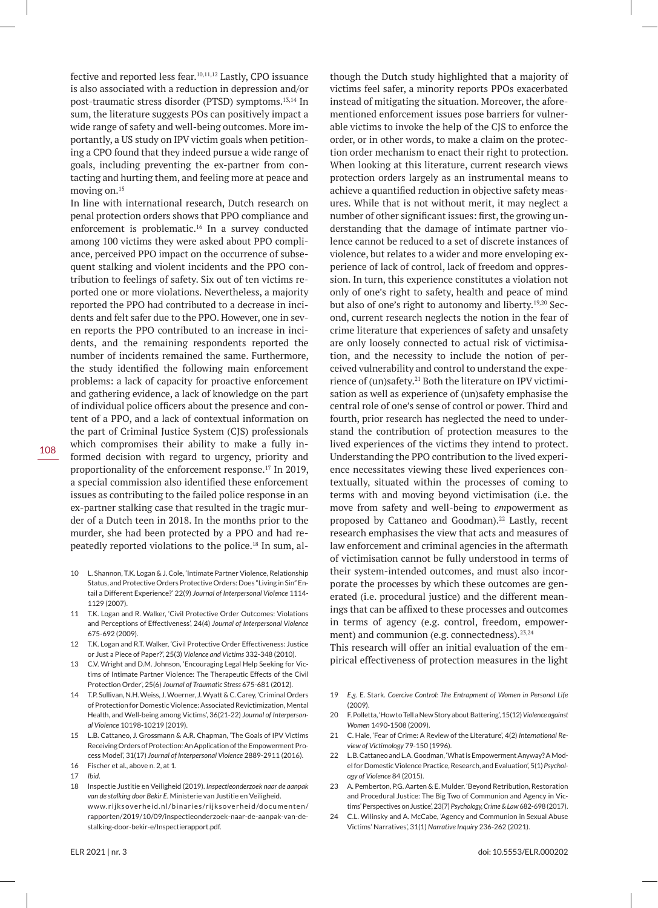fective and reported less fear.[10,11,12] Lastly, CPO issuance is also associated with a reduction in depression and/or post-traumatic stress disorder (PTSD) symptoms.[13,14] In sum, the literature suggests POs can positively impact a wide range of safety and well-being outcomes. More importantly, a US study on IPV victim goals when petitioning a CPO found that they indeed pursue a wide range of goals, including preventing the ex-partner from contacting and hurting them, and feeling more at peace and moving on.[15]

In line with international research, Dutch research on penal protection orders shows that PPO compliance and enforcement is problematic.[16] In a survey conducted among 100 victims they were asked about PPO compliance, perceived PPO impact on the occurrence of subsequent stalking and violent incidents and the PPO contribution to feelings of safety. Six out of ten victims reported one or more violations. Nevertheless, a majority reported the PPO had contributed to a decrease in incidents and felt safer due to the PPO. However, one in seven reports the PPO contributed to an increase in incidents, and the remaining respondents reported the number of incidents remained the same. Furthermore, the study identified the following main enforcement problems: a lack of capacity for proactive enforcement and gathering evidence, a lack of knowledge on the part of individual police officers about the presence and content of a PPO, and a lack of contextual information on the part of Criminal Justice System (CJS) professionals which compromises their ability to make a fully informed decision with regard to urgency, priority and proportionality of the enforcement response.[17] In 2019, a special commission also identified these enforcement issues as contributing to the failed police response in an ex-partner stalking case that resulted in the tragic murder of a Dutch teen in 2018. In the months prior to the murder, she had been protected by a PPO and had repeatedly reported violations to the police.[18] In sum, although the Dutch study highlighted that a majority of victims feel safer, a minority reports PPOs exacerbated instead of mitigating the situation. Moreover, the aforementioned enforcement issues pose barriers for vulnerable victims to invoke the help of the CJS to enforce the order, or in other words, to make a claim on the protection order mechanism to enact their right to protection. When looking at this literature, current research views protection orders largely as an instrumental means to achieve a quantified reduction in objective safety measures. While that is not without merit, it may neglect a number of other significant issues: first, the growing understanding that the damage of intimate partner violence cannot be reduced to a set of discrete instances of violence, but relates to a wider and more enveloping experience of lack of control, lack of freedom and oppression. In turn, this experience constitutes a violation not only of one's right to safety, health and peace of mind but also of one's right to autonomy and liberty.[19,20] Second, current research neglects the notion in the fear of crime literature that experiences of safety and unsafety are only loosely connected to actual risk of victimisation, and the necessity to include the notion of perceived vulnerability and control to understand the experience of (un)safety.[21] Both the literature on IPV victimisation as well as experience of (un)safety emphasise the central role of one's sense of control or power. Third and fourth, prior research has neglected the need to understand the contribution of protection measures to the lived experiences of the victims they intend to protect. Understanding the PPO contribution to the lived experience necessitates viewing these lived experiences contextually, situated within the processes of coming to terms with and moving beyond victimisation (i.e. the move from safety and well-being to *em*powerment as proposed by Cattaneo and Goodman).[22] Lastly, recent research emphasises the view that acts and measures of law enforcement and criminal agencies in the aftermath of victimisation cannot be fully understood in terms of their system-intended outcomes, and must also incorporate the processes by which these outcomes are generated (i.e. procedural justice) and the different meanings that can be affixed to these processes and outcomes in terms of agency (e.g. control, freedom, empowerment) and communion (e.g. connectedness).[23,24]

This research will offer an initial evaluation of the empirical effectiveness of protection measures in the light

10 L. Shannon, T.K. Logan & J. Cole, 'Intimate Partner Violence, Relationship Status, and Protective Orders: Does "Living in Sin" Entail a Different Experience?' 22(9) *Journal of Interpersonal Violence* 1114-1129 (2007).

11 T.K. Logan and R. Walker, 'Civil Protective Order Outcomes: Violations and Perceptions of Effectiveness', 24(4) *Journal of Interpersonal Violence* 675-692 (2009).

12 T.K. Logan and R.T. Walker, 'Civil Protective Order Effectiveness: Justice or Just a Piece of Paper?', 25(3) *Violence and Victims* 332-348 (2010).

13 C.V. Wright and D.M. Johnson, 'Encouraging Legal Help Seeking for Victims of Intimate Partner Violence: The Therapeutic Effects of the Civil Protection Order', 25(6) *Journal of Traumatic Stress* 675-681 (2012).

14 T.P. Sullivan, N.H. Weiss, J. Woerner, J. Wyatt & C. Carey, 'Criminal Orders of Protection for Domestic Violence: Associated Revictimization, Mental Health, and Well-being among Victims', 36(21-22) *Journal of Interpersonal Violence* 10198-10219 (2019).

15 L.B. Cattaneo, J. Grossmann & A.R. Chapman, 'The Goals of IPV Victims Receiving Orders of Protection: An Application of the Empowerment Process Model', 31(17) *Journal of Interpersonal Violence* 2889-2911 (2016).

16 Fischer et al., above n. 2, at 1.

17 *Ibid*.

18 Inspectie Justitie en Veiligheid (2019). *Inspectieonderzoek naar de aanpak van de stalking door Bekir E.* Ministerie van Justitie en Veiligheid. www.rijksoverheid.nl/binaries/rijksoverheid/documenten/rapporten/2019/10/09/inspectieonderzoek-naar-de-aanpak-van-de-stalking-door-bekir-e/Inspectierapport.pdf.

19 *E.g.* E. Stark. *Coercive Control: The Entrapment of Women in Personal Life* (2009).

20 F. Polletta, 'How to Tell a New Story about Battering', 15(12) *Violence against Women* 1490-1508 (2009).

21 C. Hale, 'Fear of Crime: A Review of the Literature', 4(2) *International Review of Victimology* 79-150 (1996).

22 L.B. Cattaneo and L.A. Goodman, 'What is Empowerment Anyway? A Model for Domestic Violence Practice, Research, and Evaluation', 5(1) *Psychology of Violence* 84 (2015).

23 A. Pemberton, P.G. Aarten & E. Mulder. 'Beyond Retribution, Restoration and Procedural Justice: The Big Two of Communion and Agency in Victims' Perspectives on Justice', 23(7) *Psychology, Crime & Law* 682-698 (2017).

24 C.L. Wilinsky and A. McCabe, 'Agency and Communion in Sexual Abuse Victims' Narratives', 31(1) *Narrative Inquiry* 236-262 (2021).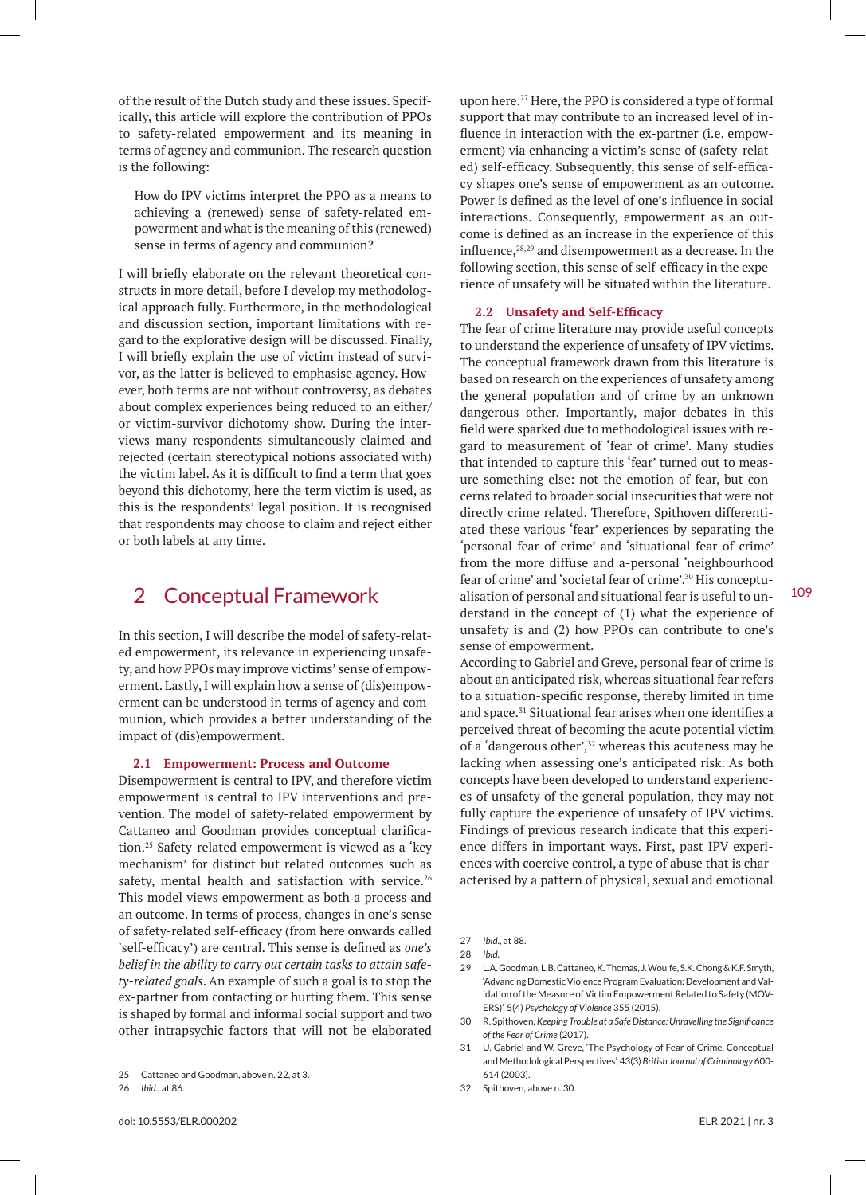of the result of the Dutch study and these issues. Specifically, this article will explore the contribution of PPOs to safety-related empowerment and its meaning in terms of agency and communion. The research question is the following:

> How do IPV victims interpret the PPO as a means to achieving a (renewed) sense of safety-related empowerment and what is the meaning of this (renewed) sense in terms of agency and communion?

I will briefly elaborate on the relevant theoretical constructs in more detail, before I develop my methodological approach fully. Furthermore, in the methodological and discussion section, important limitations with regard to the explorative design will be discussed. Finally, I will briefly explain the use of victim instead of survivor, as the latter is believed to emphasise agency. However, both terms are not without controversy, as debates about complex experiences being reduced to an either/or victim-survivor dichotomy show. During the interviews many respondents simultaneously claimed and rejected (certain stereotypical notions associated with) the victim label. As it is difficult to find a term that goes beyond this dichotomy, here the term victim is used, as this is the respondents' legal position. It is recognised that respondents may choose to claim and reject either or both labels at any time.

## 2 Conceptual Framework

In this section, I will describe the model of safety-related empowerment, its relevance in experiencing unsafety, and how PPOs may improve victims' sense of empowerment. Lastly, I will explain how a sense of (dis)empowerment can be understood in terms of agency and communion, which provides a better understanding of the impact of (dis)empowerment.

### 2.1 Empowerment: Process and Outcome

Disempowerment is central to IPV, and therefore victim empowerment is central to IPV interventions and prevention. The model of safety-related empowerment by Cattaneo and Goodman provides conceptual clarification.[25] Safety-related empowerment is viewed as a 'key mechanism' for distinct but related outcomes such as safety, mental health and satisfaction with service.[26] This model views empowerment as both a process and an outcome. In terms of process, changes in one's sense of safety-related self-efficacy (from here onwards called 'self-efficacy') are central. This sense is defined as *one's belief in the ability to carry out certain tasks to attain safety-related goals*. An example of such a goal is to stop the ex-partner from contacting or hurting them. This sense is shaped by formal and informal social support and two other intrapsychic factors that will not be elaborated upon here.[27] Here, the PPO is considered a type of formal support that may contribute to an increased level of influence in interaction with the ex-partner (i.e. empowerment) via enhancing a victim's sense of (safety-related) self-efficacy. Subsequently, this sense of self-efficacy shapes one's sense of empowerment as an outcome. Power is defined as the level of one's influence in social interactions. Consequently, empowerment as an outcome is defined as an increase in the experience of this influence,[28,29] and disempowerment as a decrease. In the following section, this sense of self-efficacy in the experience of unsafety will be situated within the literature.

### 2.2 Unsafety and Self-Efficacy

The fear of crime literature may provide useful concepts to understand the experience of unsafety of IPV victims. The conceptual framework drawn from this literature is based on research on the experiences of unsafety among the general population and of crime by an unknown dangerous other. Importantly, major debates in this field were sparked due to methodological issues with regard to measurement of 'fear of crime'. Many studies that intended to capture this 'fear' turned out to measure something else: not the emotion of fear, but concerns related to broader social insecurities that were not directly crime related. Therefore, Spithoven differentiated these various 'fear' experiences by separating the 'personal fear of crime' and 'situational fear of crime' from the more diffuse and a-personal 'neighbourhood fear of crime' and 'societal fear of crime'.[30] His conceptualisation of personal and situational fear is useful to understand in the concept of (1) what the experience of unsafety is and (2) how PPOs can contribute to one's sense of empowerment.

According to Gabriel and Greve, personal fear of crime is about an anticipated risk, whereas situational fear refers to a situation-specific response, thereby limited in time and space.[31] Situational fear arises when one identifies a perceived threat of becoming the acute potential victim of a 'dangerous other',[32] whereas this acuteness may be lacking when assessing one's anticipated risk. As both concepts have been developed to understand experiences of unsafety of the general population, they may not fully capture the experience of unsafety of IPV victims. Findings of previous research indicate that this experience differs in important ways. First, past IPV experiences with coercive control, a type of abuse that is characterised by a pattern of physical, sexual and emotional

---

25 Cattaneo and Goodman, above n. 22, at 3.

26 *Ibid.*, at 86.

27 *Ibid.*, at 88.

28 *Ibid.*

29 L.A. Goodman, L.B. Cattaneo, K. Thomas, J. Woulfe, S.K. Chong & K.F. Smyth, 'Advancing Domestic Violence Program Evaluation: Development and Validation of the Measure of Victim Empowerment Related to Safety (MOV-ERS)', 5(4) *Psychology of Violence* 355 (2015).

30 R. Spithoven, *Keeping Trouble at a Safe Distance: Unravelling the Significance of the Fear of Crime* (2017).

31 U. Gabriel and W. Greve, 'The Psychology of Fear of Crime. Conceptual and Methodological Perspectives', 43(3) *British Journal of Criminology* 600-614 (2003).

32 Spithoven, above n. 30.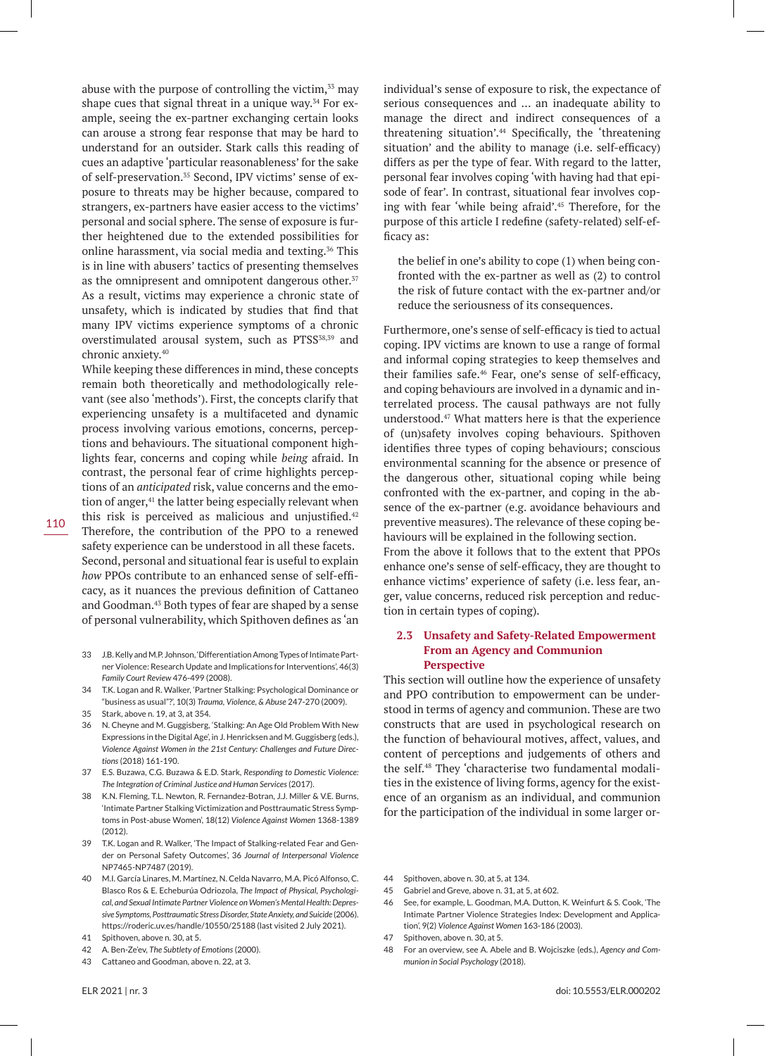abuse with the purpose of controlling the victim,[33] may shape cues that signal threat in a unique way.[34] For example, seeing the ex-partner exchanging certain looks can arouse a strong fear response that may be hard to understand for an outsider. Stark calls this reading of cues an adaptive 'particular reasonableness' for the sake of self-preservation.[35] Second, IPV victims' sense of exposure to threats may be higher because, compared to strangers, ex-partners have easier access to the victims' personal and social sphere. The sense of exposure is further heightened due to the extended possibilities for online harassment, via social media and texting.[36] This is in line with abusers' tactics of presenting themselves as the omnipresent and omnipotent dangerous other.[37] As a result, victims may experience a chronic state of unsafety, which is indicated by studies that find that many IPV victims experience symptoms of a chronic overstimulated arousal system, such as PTSS[38,39] and chronic anxiety.[40]

While keeping these differences in mind, these concepts remain both theoretically and methodologically relevant (see also 'methods'). First, the concepts clarify that experiencing unsafety is a multifaceted and dynamic process involving various emotions, concerns, perceptions and behaviours. The situational component highlights fear, concerns and coping while *being* afraid. In contrast, the personal fear of crime highlights perceptions of an *anticipated* risk, value concerns and the emotion of anger,[41] the latter being especially relevant when this risk is perceived as malicious and unjustified.[42] Therefore, the contribution of the PPO to a renewed safety experience can be understood in all these facets. Second, personal and situational fear is useful to explain *how* PPOs contribute to an enhanced sense of self-efficacy, as it nuances the previous definition of Cattaneo and Goodman.[43] Both types of fear are shaped by a sense of personal vulnerability, which Spithoven defines as 'an individual's sense of exposure to risk, the expectance of serious consequences and … an inadequate ability to manage the direct and indirect consequences of a threatening situation'.[44] Specifically, the 'threatening situation' and the ability to manage (i.e. self-efficacy) differs as per the type of fear. With regard to the latter, personal fear involves coping 'with having had that episode of fear'. In contrast, situational fear involves coping with fear 'while being afraid'.[45] Therefore, for the purpose of this article I redefine (safety-related) self-efficacy as:

> the belief in one's ability to cope (1) when being confronted with the ex-partner as well as (2) to control the risk of future contact with the ex-partner and/or reduce the seriousness of its consequences.

Furthermore, one's sense of self-efficacy is tied to actual coping. IPV victims are known to use a range of formal and informal coping strategies to keep themselves and their families safe.[46] Fear, one's sense of self-efficacy, and coping behaviours are involved in a dynamic and interrelated process. The causal pathways are not fully understood.[47] What matters here is that the experience of (un)safety involves coping behaviours. Spithoven identifies three types of coping behaviours; conscious environmental scanning for the absence or presence of the dangerous other, situational coping while being confronted with the ex-partner, and coping in the absence of the ex-partner (e.g. avoidance behaviours and preventive measures). The relevance of these coping behaviours will be explained in the following section.

From the above it follows that to the extent that PPOs enhance one's sense of self-efficacy, they are thought to enhance victims' experience of safety (i.e. less fear, anger, value concerns, reduced risk perception and reduction in certain types of coping).

### 2.3 Unsafety and Safety-Related Empowerment From an Agency and Communion Perspective

This section will outline how the experience of unsafety and PPO contribution to empowerment can be understood in terms of agency and communion. These are two constructs that are used in psychological research on the function of behavioural motives, affect, values, and content of perceptions and judgements of others and the self.[48] They 'characterise two fundamental modalities in the existence of living forms, agency for the existence of an organism as an individual, and communion for the participation of the individual in some larger or-

---

33 J.B. Kelly and M.P. Johnson, 'Differentiation Among Types of Intimate Partner Violence: Research Update and Implications for Interventions', 46(3) *Family Court Review* 476-499 (2008).

34 T.K. Logan and R. Walker, 'Partner Stalking: Psychological Dominance or "business as usual"?', 10(3) *Trauma, Violence, & Abuse* 247-270 (2009).

35 Stark, above n. 19, at 3, at 354.

36 N. Cheyne and M. Guggisberg, 'Stalking: An Age Old Problem With New Expressions in the Digital Age', in J. Henricksen and M. Guggisberg (eds.), *Violence Against Women in the 21st Century: Challenges and Future Directions* (2018) 161-190.

37 E.S. Buzawa, C.G. Buzawa & E.D. Stark, *Responding to Domestic Violence: The Integration of Criminal Justice and Human Services* (2017).

38 K.N. Fleming, T.L. Newton, R. Fernandez-Botran, J.J. Miller & V.E. Burns, 'Intimate Partner Stalking Victimization and Posttraumatic Stress Symptoms in Post-abuse Women', 18(12) *Violence Against Women* 1368-1389 (2012).

39 T.K. Logan and R. Walker, 'The Impact of Stalking-related Fear and Gender on Personal Safety Outcomes', 36 *Journal of Interpersonal Violence* NP7465-NP7487 (2019).

40 M.I. García Linares, M. Martínez, N. Celda Navarro, M.A. Picó Alfonso, C. Blasco Ros & E. Echeburúa Odriozola, *The Impact of Physical, Psychological, and Sexual Intimate Partner Violence on Women's Mental Health: Depressive Symptoms, Posttraumatic Stress Disorder, State Anxiety, and Suicide* (2006). https://roderic.uv.es/handle/10550/25188 (last visited 2 July 2021).

41 Spithoven, above n. 30, at 5.

42 A. Ben-Ze'ev, *The Subtlety of Emotions* (2000).

43 Cattaneo and Goodman, above n. 22, at 3.

44 Spithoven, above n. 30, at 5, at 134.

45 Gabriel and Greve, above n. 31, at 5, at 602.

46 See, for example, L. Goodman, M.A. Dutton, K. Weinfurt & S. Cook, 'The Intimate Partner Violence Strategies Index: Development and Application', 9(2) *Violence Against Women* 163-186 (2003).

47 Spithoven, above n. 30, at 5.

48 For an overview, see A. Abele and B. Wojciszke (eds.), *Agency and Communion in Social Psychology* (2018).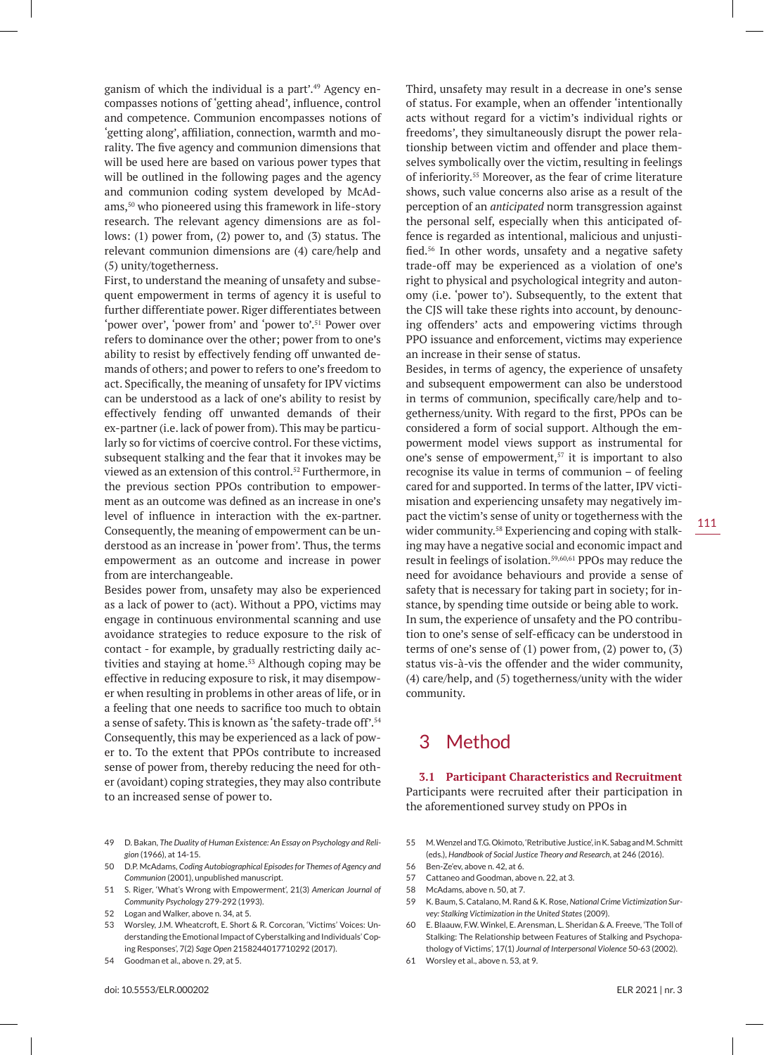ganism of which the individual is a part'.[49] Agency encompasses notions of 'getting ahead', influence, control and competence. Communion encompasses notions of 'getting along', affiliation, connection, warmth and morality. The five agency and communion dimensions that will be used here are based on various power types that will be outlined in the following pages and the agency and communion coding system developed by McAdams,[50] who pioneered using this framework in life-story research. The relevant agency dimensions are as follows: (1) power from, (2) power to, and (3) status. The relevant communion dimensions are (4) care/help and (5) unity/togetherness.

First, to understand the meaning of unsafety and subsequent empowerment in terms of agency it is useful to further differentiate power. Riger differentiates between 'power over', 'power from' and 'power to'.[51] Power over refers to dominance over the other; power from to one's ability to resist by effectively fending off unwanted demands of others; and power to refers to one's freedom to act. Specifically, the meaning of unsafety for IPV victims can be understood as a lack of one's ability to resist by effectively fending off unwanted demands of their ex-partner (i.e. lack of power from). This may be particularly so for victims of coercive control. For these victims, subsequent stalking and the fear that it invokes may be viewed as an extension of this control.[52] Furthermore, in the previous section PPOs contribution to empowerment as an outcome was defined as an increase in one's level of influence in interaction with the ex-partner. Consequently, the meaning of empowerment can be understood as an increase in 'power from'. Thus, the terms empowerment as an outcome and increase in power from are interchangeable.

Besides power from, unsafety may also be experienced as a lack of power to (act). Without a PPO, victims may engage in continuous environmental scanning and use avoidance strategies to reduce exposure to the risk of contact - for example, by gradually restricting daily activities and staying at home.[53] Although coping may be effective in reducing exposure to risk, it may disempower when resulting in problems in other areas of life, or in a feeling that one needs to sacrifice too much to obtain a sense of safety. This is known as 'the safety-trade off'.[54] Consequently, this may be experienced as a lack of power to. To the extent that PPOs contribute to increased sense of power from, thereby reducing the need for other (avoidant) coping strategies, they may also contribute to an increased sense of power to.

Third, unsafety may result in a decrease in one's sense of status. For example, when an offender 'intentionally acts without regard for a victim's individual rights or freedoms', they simultaneously disrupt the power relationship between victim and offender and place themselves symbolically over the victim, resulting in feelings of inferiority.[55] Moreover, as the fear of crime literature shows, such value concerns also arise as a result of the perception of an *anticipated* norm transgression against the personal self, especially when this anticipated offence is regarded as intentional, malicious and unjustified.[56] In other words, unsafety and a negative safety trade-off may be experienced as a violation of one's right to physical and psychological integrity and autonomy (i.e. 'power to'). Subsequently, to the extent that the CJS will take these rights into account, by denouncing offenders' acts and empowering victims through PPO issuance and enforcement, victims may experience an increase in their sense of status.

Besides, in terms of agency, the experience of unsafety and subsequent empowerment can also be understood in terms of communion, specifically care/help and togetherness/unity. With regard to the first, PPOs can be considered a form of social support. Although the empowerment model views support as instrumental for one's sense of empowerment,[57] it is important to also recognise its value in terms of communion – of feeling cared for and supported. In terms of the latter, IPV victimisation and experiencing unsafety may negatively impact the victim's sense of unity or togetherness with the wider community.[58] Experiencing and coping with stalking may have a negative social and economic impact and result in feelings of isolation.[59,60,61] PPOs may reduce the need for avoidance behaviours and provide a sense of safety that is necessary for taking part in society; for instance, by spending time outside or being able to work. In sum, the experience of unsafety and the PO contribution to one's sense of self-efficacy can be understood in terms of one's sense of (1) power from, (2) power to, (3) status vis-à-vis the offender and the wider community, (4) care/help, and (5) togetherness/unity with the wider community.

## 3 Method

### 3.1 Participant Characteristics and Recruitment

Participants were recruited after their participation in the aforementioned survey study on PPOs in

---

49 D. Bakan, *The Duality of Human Existence: An Essay on Psychology and Religion* (1966), at 14-15.

50 D.P. McAdams, *Coding Autobiographical Episodes for Themes of Agency and Communion* (2001), unpublished manuscript.

51 S. Riger, 'What's Wrong with Empowerment', 21(3) *American Journal of Community Psychology* 279-292 (1993).

52 Logan and Walker, above n. 34, at 5.

53 Worsley, J.M. Wheatcroft, E. Short & R. Corcoran, 'Victims' Voices: Understanding the Emotional Impact of Cyberstalking and Individuals' Coping Responses', 7(2) *Sage Open* 2158244017710292 (2017).

54 Goodman et al., above n. 29, at 5.

55 M. Wenzel and T.G. Okimoto, 'Retributive Justice', in K. Sabag and M. Schmitt (eds.), *Handbook of Social Justice Theory and Research*, at 246 (2016).

56 Ben-Ze'ev, above n. 42, at 6.

57 Cattaneo and Goodman, above n. 22, at 3.

58 McAdams, above n. 50, at 7.

59 K. Baum, S. Catalano, M. Rand & K. Rose, *National Crime Victimization Survey: Stalking Victimization in the United States* (2009).

60 E. Blaauw, F.W. Winkel, E. Arensman, L. Sheridan & A. Freeve, 'The Toll of Stalking: The Relationship between Features of Stalking and Psychopathology of Victims', 17(1) *Journal of Interpersonal Violence* 50-63 (2002).

61 Worsley et al., above n. 53, at 9.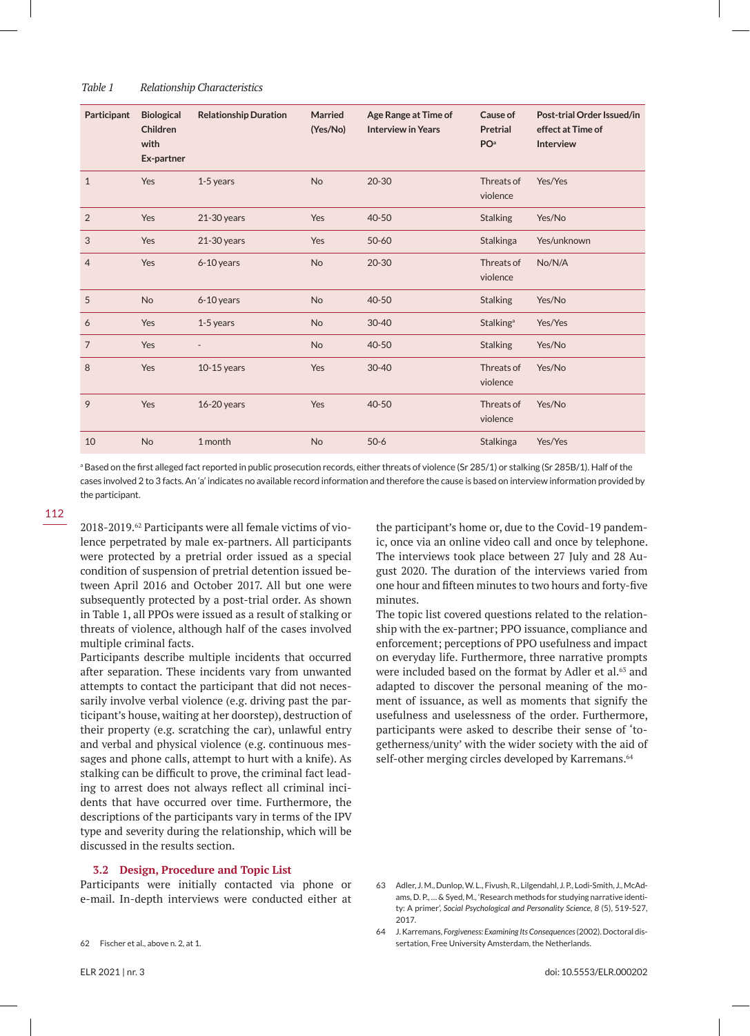*Table 1 Relationship Characteristics*

| Participant | Biological Children with Ex-partner | Relationship Duration | Married (Yes/No) | Age Range at Time of Interview in Years | Cause of Pretrial PO[a] | Post-trial Order Issued/in effect at Time of Interview |
|---|---|---|---|---|---|---|
| 1 | Yes | 1-5 years | No | 20-30 | Threats of violence | Yes/Yes |
| 2 | Yes | 21-30 years | Yes | 40-50 | Stalking | Yes/No |
| 3 | Yes | 21-30 years | Yes | 50-60 | Stalkinga | Yes/unknown |
| 4 | Yes | 6-10 years | No | 20-30 | Threats of violence | No/N/A |
| 5 | No | 6-10 years | No | 40-50 | Stalking | Yes/No |
| 6 | Yes | 1-5 years | No | 30-40 | Stalking[a] | Yes/Yes |
| 7 | Yes | - | No | 40-50 | Stalking | Yes/No |
| 8 | Yes | 10-15 years | Yes | 30-40 | Threats of violence | Yes/No |
| 9 | Yes | 16-20 years | Yes | 40-50 | Threats of violence | Yes/No |
| 10 | No | 1 month | No | 50-6 | Stalkinga | Yes/Yes |

[a] Based on the first alleged fact reported in public prosecution records, either threats of violence (Sr 285/1) or stalking (Sr 285B/1). Half of the cases involved 2 to 3 facts. An 'a' indicates no available record information and therefore the cause is based on interview information provided by the participant.

2018-2019.[62] Participants were all female victims of violence perpetrated by male ex-partners. All participants were protected by a pretrial order issued as a special condition of suspension of pretrial detention issued between April 2016 and October 2017. All but one were subsequently protected by a post-trial order. As shown in Table 1, all PPOs were issued as a result of stalking or threats of violence, although half of the cases involved multiple criminal facts.

Participants describe multiple incidents that occurred after separation. These incidents vary from unwanted attempts to contact the participant that did not necessarily involve verbal violence (e.g. driving past the participant's house, waiting at her doorstep), destruction of their property (e.g. scratching the car), unlawful entry and verbal and physical violence (e.g. continuous messages and phone calls, attempt to hurt with a knife). As stalking can be difficult to prove, the criminal fact leading to arrest does not always reflect all criminal incidents that have occurred over time. Furthermore, the descriptions of the participants vary in terms of the IPV type and severity during the relationship, which will be discussed in the results section.

### 3.2 Design, Procedure and Topic List

Participants were initially contacted via phone or e-mail. In-depth interviews were conducted either at the participant's home or, due to the Covid-19 pandemic, once via an online video call and once by telephone. The interviews took place between 27 July and 28 August 2020. The duration of the interviews varied from one hour and fifteen minutes to two hours and forty-five minutes.

The topic list covered questions related to the relationship with the ex-partner; PPO issuance, compliance and enforcement; perceptions of PPO usefulness and impact on everyday life. Furthermore, three narrative prompts were included based on the format by Adler et al.[63] and adapted to discover the personal meaning of the moment of issuance, as well as moments that signify the usefulness and uselessness of the order. Furthermore, participants were asked to describe their sense of 'togetherness/unity' with the wider society with the aid of self-other merging circles developed by Karremans.[64]

62 Fischer et al., above n. 2, at 1.

63 Adler, J. M., Dunlop, W. L., Fivush, R., Lilgendahl, J. P., Lodi-Smith, J., McAdams, D. P., ... & Syed, M., 'Research methods for studying narrative identity: A primer', *Social Psychological and Personality Science, 8* (5), 519-527, 2017.

64 J. Karremans, *Forgiveness: Examining Its Consequences* (2002). Doctoral dissertation, Free University Amsterdam, the Netherlands.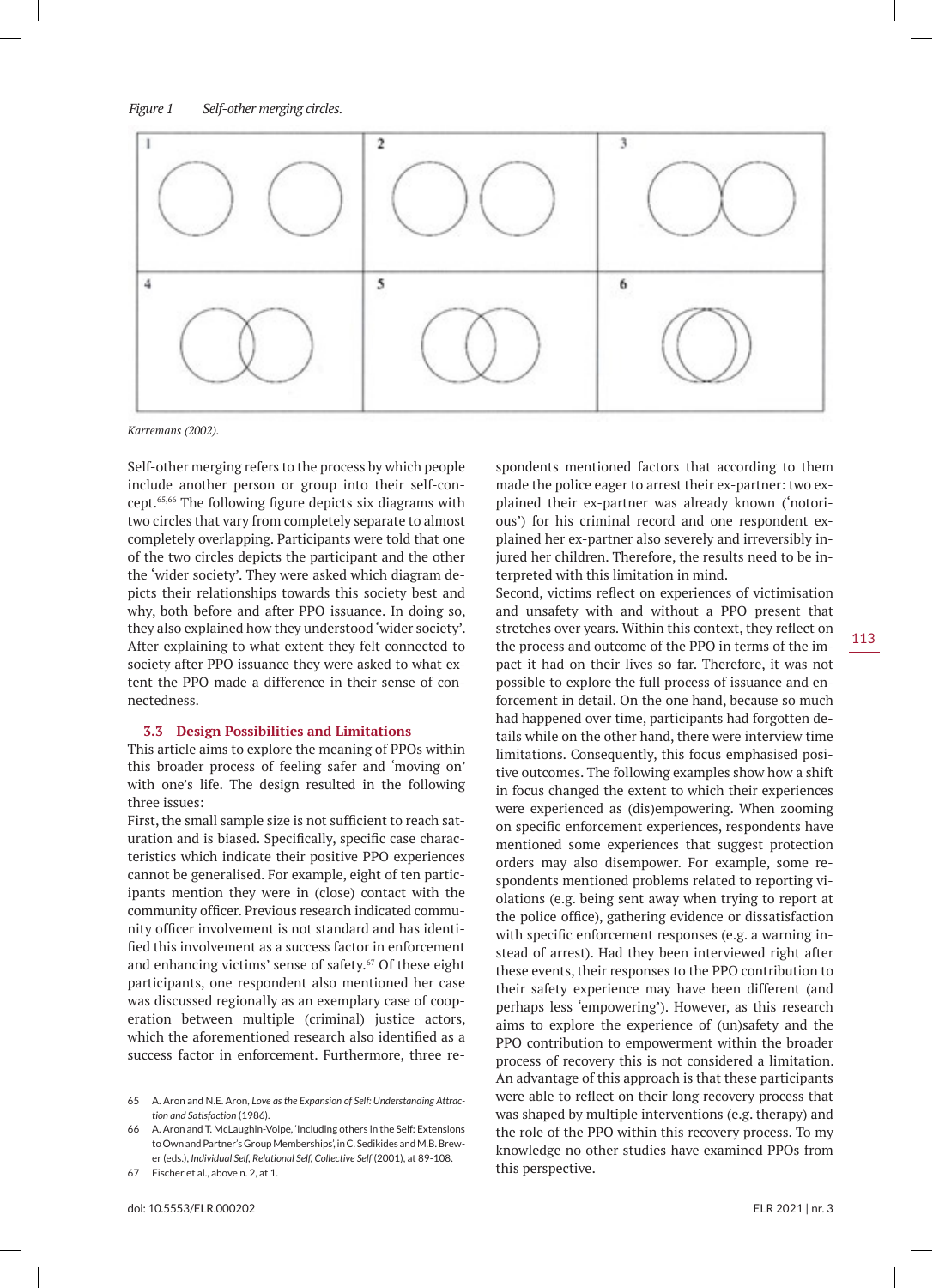*Figure 1 Self-other merging circles.*

Karremans (2002).

Self-other merging refers to the process by which people include another person or group into their self-concept.[65,66] The following figure depicts six diagrams with two circles that vary from completely separate to almost completely overlapping. Participants were told that one of the two circles depicts the participant and the other the 'wider society'. They were asked which diagram depicts their relationships towards this society best and why, both before and after PPO issuance. In doing so, they also explained how they understood 'wider society'. After explaining to what extent they felt connected to society after PPO issuance they were asked to what extent the PPO made a difference in their sense of connectedness.

### 3.3 Design Possibilities and Limitations

This article aims to explore the meaning of PPOs within this broader process of feeling safer and 'moving on' with one's life. The design resulted in the following three issues:

First, the small sample size is not sufficient to reach saturation and is biased. Specifically, specific case characteristics which indicate their positive PPO experiences cannot be generalised. For example, eight of ten participants mention they were in (close) contact with the community officer. Previous research indicated community officer involvement is not standard and has identified this involvement as a success factor in enforcement and enhancing victims' sense of safety.[67] Of these eight participants, one respondent also mentioned her case was discussed regionally as an exemplary case of cooperation between multiple (criminal) justice actors, which the aforementioned research also identified as a success factor in enforcement. Furthermore, three respondents mentioned factors that according to them made the police eager to arrest their ex-partner: two explained their ex-partner was already known ('notorious') for his criminal record and one respondent explained her ex-partner also severely and irreversibly injured her children. Therefore, the results need to be interpreted with this limitation in mind.

Second, victims reflect on experiences of victimisation and unsafety with and without a PPO present that stretches over years. Within this context, they reflect on the process and outcome of the PPO in terms of the impact it had on their lives so far. Therefore, it was not possible to explore the full process of issuance and enforcement in detail. On the one hand, because so much had happened over time, participants had forgotten details while on the other hand, there were interview time limitations. Consequently, this focus emphasised positive outcomes. The following examples show how a shift in focus changed the extent to which their experiences were experienced as (dis)empowering. When zooming on specific enforcement experiences, respondents have mentioned some experiences that suggest protection orders may also disempower. For example, some respondents mentioned problems related to reporting violations (e.g. being sent away when trying to report at the police office), gathering evidence or dissatisfaction with specific enforcement responses (e.g. a warning instead of arrest). Had they been interviewed right after these events, their responses to the PPO contribution to their safety experience may have been different (and perhaps less 'empowering'). However, as this research aims to explore the experience of (un)safety and the PPO contribution to empowerment within the broader process of recovery this is not considered a limitation. An advantage of this approach is that these participants were able to reflect on their long recovery process that was shaped by multiple interventions (e.g. therapy) and the role of the PPO within this recovery process. To my knowledge no other studies have examined PPOs from this perspective.

---

65 A. Aron and N.E. Aron, *Love as the Expansion of Self: Understanding Attraction and Satisfaction* (1986).

66 A. Aron and T. McLaughin-Volpe, 'Including others in the Self: Extensions to Own and Partner's Group Memberships', in C. Sedikides and M.B. Brewer (eds.), *Individual Self, Relational Self, Collective Self* (2001), at 89-108.

67 Fischer et al., above n. 2, at 1.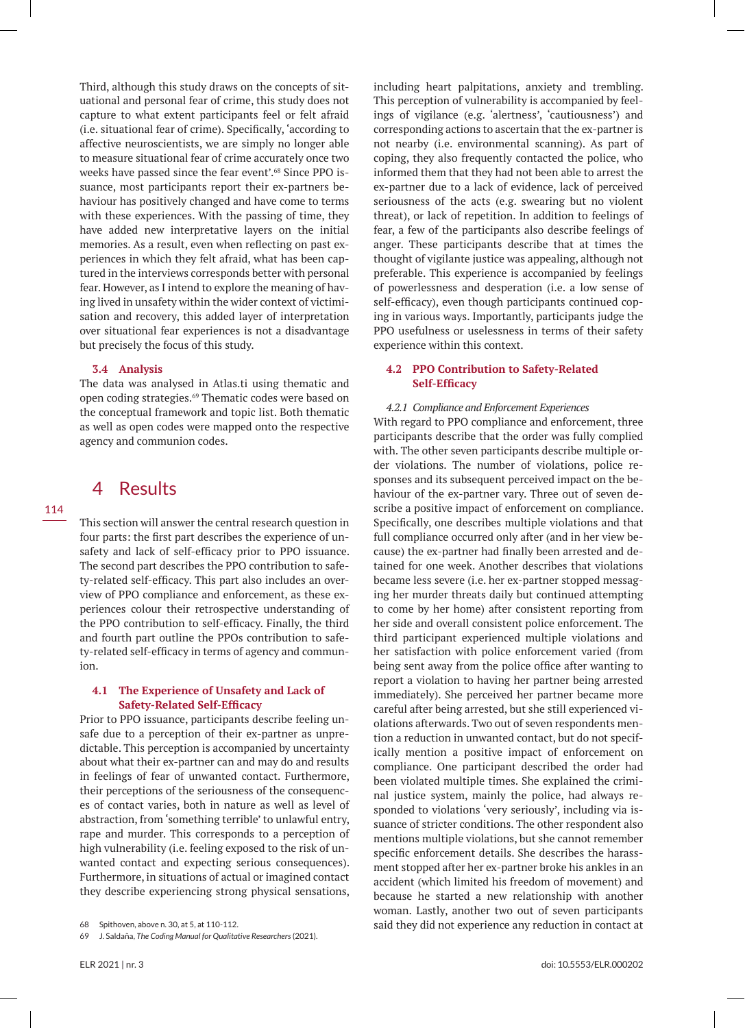Third, although this study draws on the concepts of situational and personal fear of crime, this study does not capture to what extent participants feel or felt afraid (i.e. situational fear of crime). Specifically, 'according to affective neuroscientists, we are simply no longer able to measure situational fear of crime accurately once two weeks have passed since the fear event'.[68] Since PPO issuance, most participants report their ex-partners behaviour has positively changed and have come to terms with these experiences. With the passing of time, they have added new interpretative layers on the initial memories. As a result, even when reflecting on past experiences in which they felt afraid, what has been captured in the interviews corresponds better with personal fear. However, as I intend to explore the meaning of having lived in unsafety within the wider context of victimisation and recovery, this added layer of interpretation over situational fear experiences is not a disadvantage but precisely the focus of this study.

### 3.4 Analysis

The data was analysed in Atlas.ti using thematic and open coding strategies.[69] Thematic codes were based on the conceptual framework and topic list. Both thematic as well as open codes were mapped onto the respective agency and communion codes.

## 4 Results

This section will answer the central research question in four parts: the first part describes the experience of unsafety and lack of self-efficacy prior to PPO issuance. The second part describes the PPO contribution to safety-related self-efficacy. This part also includes an overview of PPO compliance and enforcement, as these experiences colour their retrospective understanding of the PPO contribution to self-efficacy. Finally, the third and fourth part outline the PPOs contribution to safety-related self-efficacy in terms of agency and communion.

### 4.1 The Experience of Unsafety and Lack of Safety-Related Self-Efficacy

Prior to PPO issuance, participants describe feeling unsafe due to a perception of their ex-partner as unpredictable. This perception is accompanied by uncertainty about what their ex-partner can and may do and results in feelings of fear of unwanted contact. Furthermore, their perceptions of the seriousness of the consequences of contact varies, both in nature as well as level of abstraction, from 'something terrible' to unlawful entry, rape and murder. This corresponds to a perception of high vulnerability (i.e. feeling exposed to the risk of unwanted contact and expecting serious consequences). Furthermore, in situations of actual or imagined contact they describe experiencing strong physical sensations, including heart palpitations, anxiety and trembling. This perception of vulnerability is accompanied by feelings of vigilance (e.g. 'alertness', 'cautiousness') and corresponding actions to ascertain that the ex-partner is not nearby (i.e. environmental scanning). As part of coping, they also frequently contacted the police, who informed them that they had not been able to arrest the ex-partner due to a lack of evidence, lack of perceived seriousness of the acts (e.g. swearing but no violent threat), or lack of repetition. In addition to feelings of fear, a few of the participants also describe feelings of anger. These participants describe that at times the thought of vigilante justice was appealing, although not preferable. This experience is accompanied by feelings of powerlessness and desperation (i.e. a low sense of self-efficacy), even though participants continued coping in various ways. Importantly, participants judge the PPO usefulness or uselessness in terms of their safety experience within this context.

### 4.2 PPO Contribution to Safety-Related Self-Efficacy

#### 4.2.1 Compliance and Enforcement Experiences

With regard to PPO compliance and enforcement, three participants describe that the order was fully complied with. The other seven participants describe multiple order violations. The number of violations, police responses and its subsequent perceived impact on the behaviour of the ex-partner vary. Three out of seven describe a positive impact of enforcement on compliance. Specifically, one describes multiple violations and that full compliance occurred only after (and in her view because) the ex-partner had finally been arrested and detained for one week. Another describes that violations became less severe (i.e. her ex-partner stopped messaging her murder threats daily but continued attempting to come by her home) after consistent reporting from her side and overall consistent police enforcement. The third participant experienced multiple violations and her satisfaction with police enforcement varied (from being sent away from the police office after wanting to report a violation to having her partner being arrested immediately). She perceived her partner became more careful after being arrested, but she still experienced violations afterwards. Two out of seven respondents mention a reduction in unwanted contact, but do not specifically mention a positive impact of enforcement on compliance. One participant described the order had been violated multiple times. She explained the criminal justice system, mainly the police, had always responded to violations 'very seriously', including via issuance of stricter conditions. The other respondent also mentions multiple violations, but she cannot remember specific enforcement details. She describes the harassment stopped after her ex-partner broke his ankles in an accident (which limited his freedom of movement) and because he started a new relationship with another woman. Lastly, another two out of seven participants said they did not experience any reduction in contact at

68 Spithoven, above n. 30, at 5, at 110-112.

69 J. Saldaña, *The Coding Manual for Qualitative Researchers* (2021).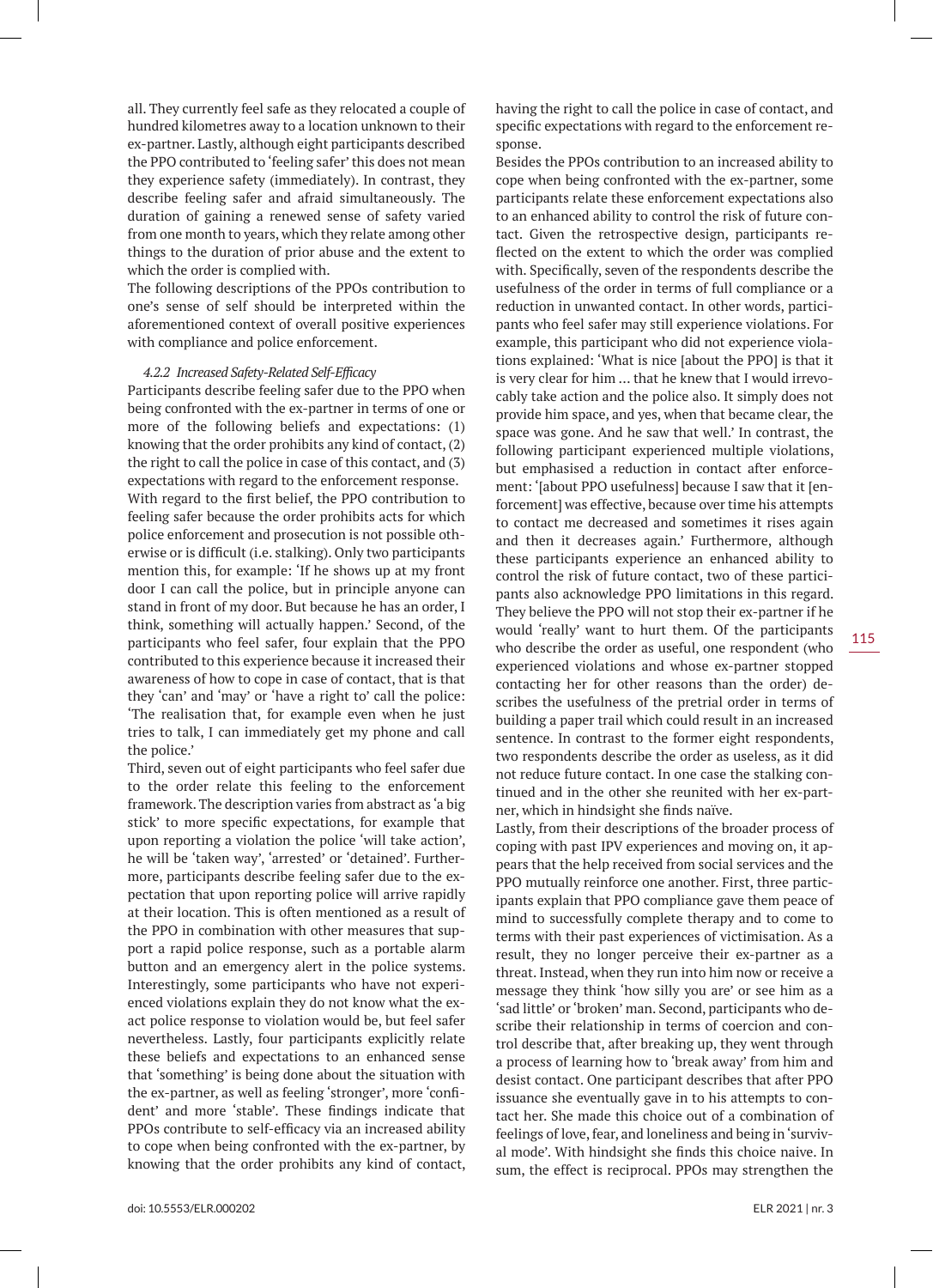all. They currently feel safe as they relocated a couple of hundred kilometres away to a location unknown to their ex-partner. Lastly, although eight participants described the PPO contributed to 'feeling safer' this does not mean they experience safety (immediately). In contrast, they describe feeling safer and afraid simultaneously. The duration of gaining a renewed sense of safety varied from one month to years, which they relate among other things to the duration of prior abuse and the extent to which the order is complied with.

The following descriptions of the PPOs contribution to one's sense of self should be interpreted within the aforementioned context of overall positive experiences with compliance and police enforcement.

#### *4.2.2 Increased Safety-Related Self-Efficacy*

Participants describe feeling safer due to the PPO when being confronted with the ex-partner in terms of one or more of the following beliefs and expectations: (1) knowing that the order prohibits any kind of contact, (2) the right to call the police in case of this contact, and (3) expectations with regard to the enforcement response.

With regard to the first belief, the PPO contribution to feeling safer because the order prohibits acts for which police enforcement and prosecution is not possible otherwise or is difficult (i.e. stalking). Only two participants mention this, for example: 'If he shows up at my front door I can call the police, but in principle anyone can stand in front of my door. But because he has an order, I think, something will actually happen.' Second, of the participants who feel safer, four explain that the PPO contributed to this experience because it increased their awareness of how to cope in case of contact, that is that they 'can' and 'may' or 'have a right to' call the police: 'The realisation that, for example even when he just tries to talk, I can immediately get my phone and call the police.'

Third, seven out of eight participants who feel safer due to the order relate this feeling to the enforcement framework. The description varies from abstract as 'a big stick' to more specific expectations, for example that upon reporting a violation the police 'will take action', he will be 'taken way', 'arrested' or 'detained'. Furthermore, participants describe feeling safer due to the expectation that upon reporting police will arrive rapidly at their location. This is often mentioned as a result of the PPO in combination with other measures that support a rapid police response, such as a portable alarm button and an emergency alert in the police systems. Interestingly, some participants who have not experienced violations explain they do not know what the exact police response to violation would be, but feel safer nevertheless. Lastly, four participants explicitly relate these beliefs and expectations to an enhanced sense that 'something' is being done about the situation with the ex-partner, as well as feeling 'stronger', more 'confident' and more 'stable'. These findings indicate that PPOs contribute to self-efficacy via an increased ability to cope when being confronted with the ex-partner, by knowing that the order prohibits any kind of contact, having the right to call the police in case of contact, and specific expectations with regard to the enforcement response.

Besides the PPOs contribution to an increased ability to cope when being confronted with the ex-partner, some participants relate these enforcement expectations also to an enhanced ability to control the risk of future contact. Given the retrospective design, participants reflected on the extent to which the order was complied with. Specifically, seven of the respondents describe the usefulness of the order in terms of full compliance or a reduction in unwanted contact. In other words, participants who feel safer may still experience violations. For example, this participant who did not experience violations explained: 'What is nice [about the PPO] is that it is very clear for him … that he knew that I would irrevocably take action and the police also. It simply does not provide him space, and yes, when that became clear, the space was gone. And he saw that well.' In contrast, the following participant experienced multiple violations, but emphasised a reduction in contact after enforcement: '[about PPO usefulness] because I saw that it [enforcement] was effective, because over time his attempts to contact me decreased and sometimes it rises again and then it decreases again.' Furthermore, although these participants experience an enhanced ability to control the risk of future contact, two of these participants also acknowledge PPO limitations in this regard. They believe the PPO will not stop their ex-partner if he would 'really' want to hurt them. Of the participants who describe the order as useful, one respondent (who experienced violations and whose ex-partner stopped contacting her for other reasons than the order) describes the usefulness of the pretrial order in terms of building a paper trail which could result in an increased sentence. In contrast to the former eight respondents, two respondents describe the order as useless, as it did not reduce future contact. In one case the stalking continued and in the other she reunited with her ex-partner, which in hindsight she finds naïve.

Lastly, from their descriptions of the broader process of coping with past IPV experiences and moving on, it appears that the help received from social services and the PPO mutually reinforce one another. First, three participants explain that PPO compliance gave them peace of mind to successfully complete therapy and to come to terms with their past experiences of victimisation. As a result, they no longer perceive their ex-partner as a threat. Instead, when they run into him now or receive a message they think 'how silly you are' or see him as a 'sad little' or 'broken' man. Second, participants who describe their relationship in terms of coercion and control describe that, after breaking up, they went through a process of learning how to 'break away' from him and desist contact. One participant describes that after PPO issuance she eventually gave in to his attempts to contact her. She made this choice out of a combination of feelings of love, fear, and loneliness and being in 'survival mode'. With hindsight she finds this choice naive. In sum, the effect is reciprocal. PPOs may strengthen the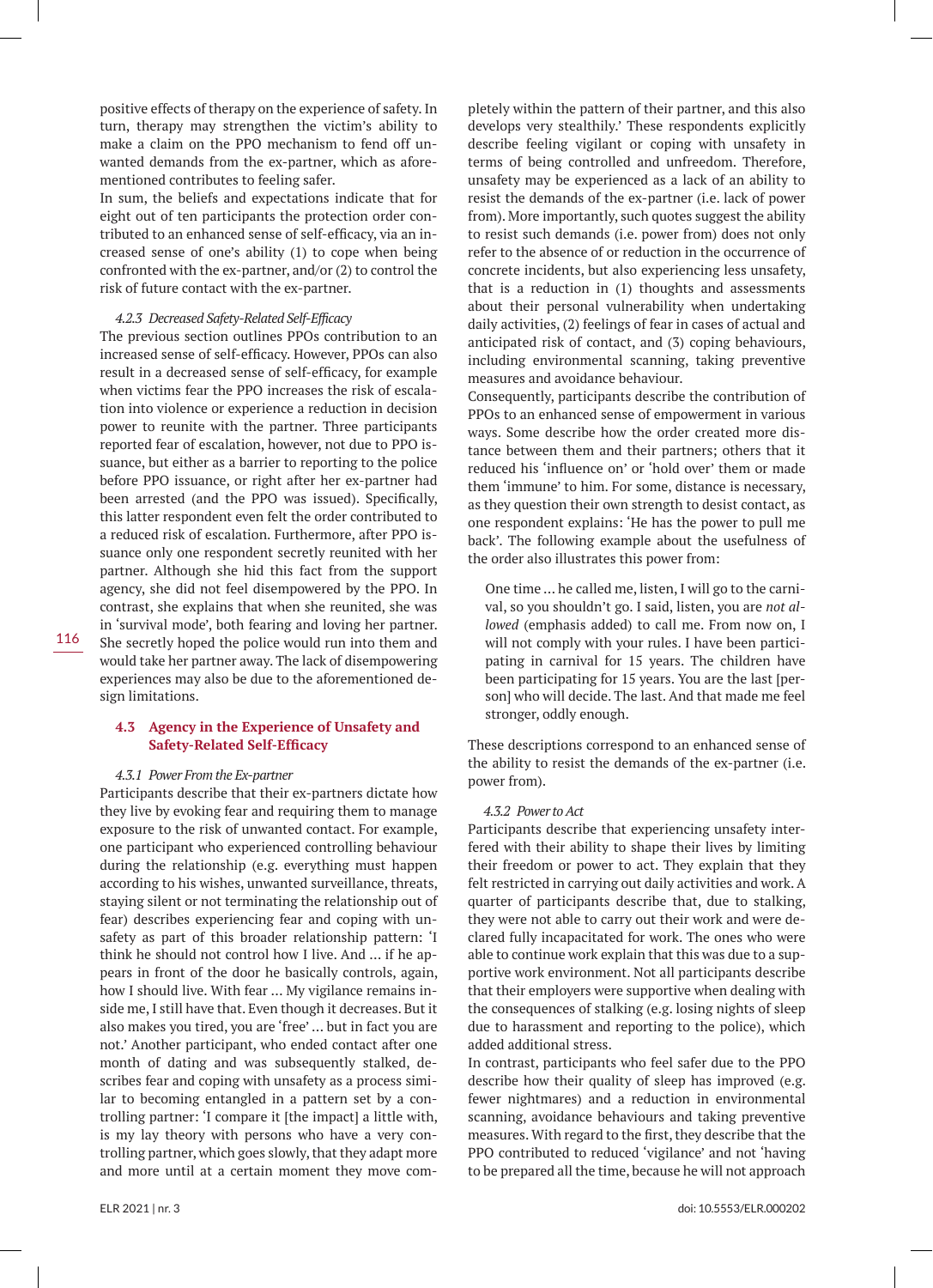positive effects of therapy on the experience of safety. In turn, therapy may strengthen the victim's ability to make a claim on the PPO mechanism to fend off unwanted demands from the ex-partner, which as aforementioned contributes to feeling safer.

In sum, the beliefs and expectations indicate that for eight out of ten participants the protection order contributed to an enhanced sense of self-efficacy, via an increased sense of one's ability (1) to cope when being confronted with the ex-partner, and/or (2) to control the risk of future contact with the ex-partner.

#### *4.2.3 Decreased Safety-Related Self-Efficacy*

The previous section outlines PPOs contribution to an increased sense of self-efficacy. However, PPOs can also result in a decreased sense of self-efficacy, for example when victims fear the PPO increases the risk of escalation into violence or experience a reduction in decision power to reunite with the partner. Three participants reported fear of escalation, however, not due to PPO issuance, but either as a barrier to reporting to the police before PPO issuance, or right after her ex-partner had been arrested (and the PPO was issued). Specifically, this latter respondent even felt the order contributed to a reduced risk of escalation. Furthermore, after PPO issuance only one respondent secretly reunited with her partner. Although she hid this fact from the support agency, she did not feel disempowered by the PPO. In contrast, she explains that when she reunited, she was in 'survival mode', both fearing and loving her partner. She secretly hoped the police would run into them and would take her partner away. The lack of disempowering experiences may also be due to the aforementioned design limitations.

### 4.3 Agency in the Experience of Unsafety and Safety-Related Self-Efficacy

#### *4.3.1 Power From the Ex-partner*

Participants describe that their ex-partners dictate how they live by evoking fear and requiring them to manage exposure to the risk of unwanted contact. For example, one participant who experienced controlling behaviour during the relationship (e.g. everything must happen according to his wishes, unwanted surveillance, threats, staying silent or not terminating the relationship out of fear) describes experiencing fear and coping with unsafety as part of this broader relationship pattern: 'I think he should not control how I live. And … if he appears in front of the door he basically controls, again, how I should live. With fear … My vigilance remains inside me, I still have that. Even though it decreases. But it also makes you tired, you are 'free' … but in fact you are not.' Another participant, who ended contact after one month of dating and was subsequently stalked, describes fear and coping with unsafety as a process similar to becoming entangled in a pattern set by a controlling partner: 'I compare it [the impact] a little with, is my lay theory with persons who have a very controlling partner, which goes slowly, that they adapt more and more until at a certain moment they move completely within the pattern of their partner, and this also develops very stealthily.' These respondents explicitly describe feeling vigilant or coping with unsafety in terms of being controlled and unfreedom. Therefore, unsafety may be experienced as a lack of an ability to resist the demands of the ex-partner (i.e. lack of power from). More importantly, such quotes suggest the ability to resist such demands (i.e. power from) does not only refer to the absence of or reduction in the occurrence of concrete incidents, but also experiencing less unsafety, that is a reduction in (1) thoughts and assessments about their personal vulnerability when undertaking daily activities, (2) feelings of fear in cases of actual and anticipated risk of contact, and (3) coping behaviours, including environmental scanning, taking preventive measures and avoidance behaviour.

Consequently, participants describe the contribution of PPOs to an enhanced sense of empowerment in various ways. Some describe how the order created more distance between them and their partners; others that it reduced his 'influence on' or 'hold over' them or made them 'immune' to him. For some, distance is necessary, as they question their own strength to desist contact, as one respondent explains: 'He has the power to pull me back'. The following example about the usefulness of the order also illustrates this power from:

> One time … he called me, listen, I will go to the carnival, so you shouldn't go. I said, listen, you are *not allowed* (emphasis added) to call me. From now on, I will not comply with your rules. I have been participating in carnival for 15 years. The children have been participating for 15 years. You are the last [person] who will decide. The last. And that made me feel stronger, oddly enough.

These descriptions correspond to an enhanced sense of the ability to resist the demands of the ex-partner (i.e. power from).

#### *4.3.2 Power to Act*

Participants describe that experiencing unsafety interfered with their ability to shape their lives by limiting their freedom or power to act. They explain that they felt restricted in carrying out daily activities and work. A quarter of participants describe that, due to stalking, they were not able to carry out their work and were declared fully incapacitated for work. The ones who were able to continue work explain that this was due to a supportive work environment. Not all participants describe that their employers were supportive when dealing with the consequences of stalking (e.g. losing nights of sleep due to harassment and reporting to the police), which added additional stress.

In contrast, participants who feel safer due to the PPO describe how their quality of sleep has improved (e.g. fewer nightmares) and a reduction in environmental scanning, avoidance behaviours and taking preventive measures. With regard to the first, they describe that the PPO contributed to reduced 'vigilance' and not 'having to be prepared all the time, because he will not approach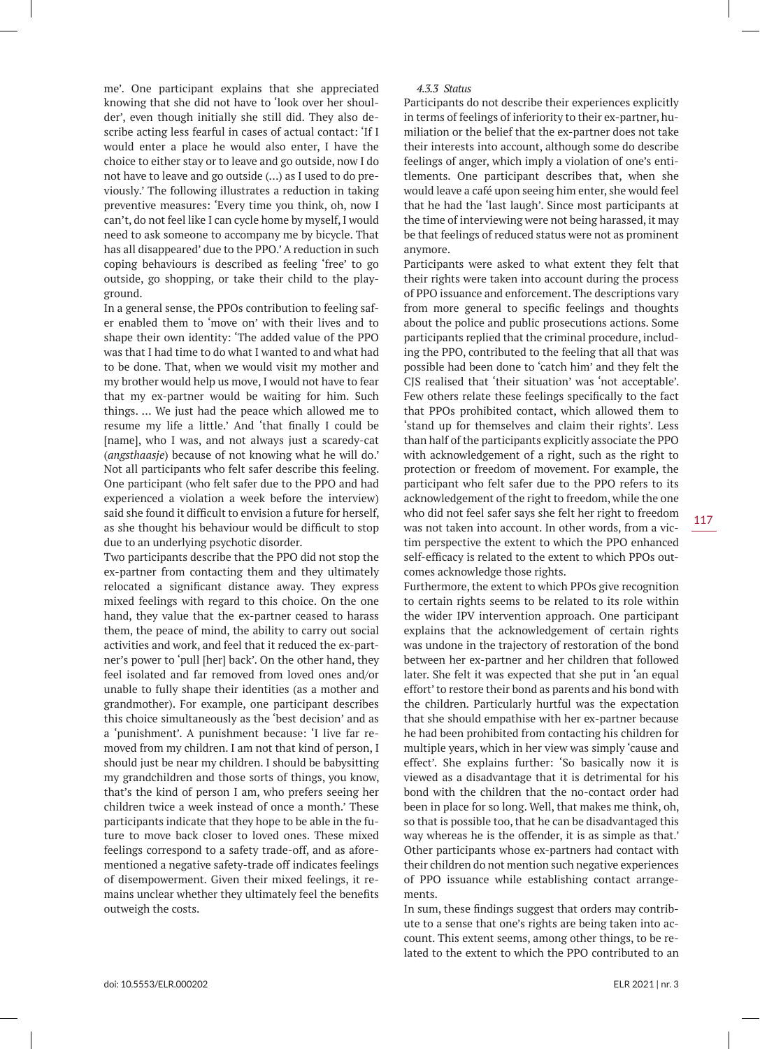me'. One participant explains that she appreciated knowing that she did not have to 'look over her shoulder', even though initially she still did. They also describe acting less fearful in cases of actual contact: 'If I would enter a place he would also enter, I have the choice to either stay or to leave and go outside, now I do not have to leave and go outside (…) as I used to do previously.' The following illustrates a reduction in taking preventive measures: 'Every time you think, oh, now I can't, do not feel like I can cycle home by myself, I would need to ask someone to accompany me by bicycle. That has all disappeared' due to the PPO.' A reduction in such coping behaviours is described as feeling 'free' to go outside, go shopping, or take their child to the playground.

In a general sense, the PPOs contribution to feeling safer enabled them to 'move on' with their lives and to shape their own identity: 'The added value of the PPO was that I had time to do what I wanted to and what had to be done. That, when we would visit my mother and my brother would help us move, I would not have to fear that my ex-partner would be waiting for him. Such things. … We just had the peace which allowed me to resume my life a little.' And 'that finally I could be [name], who I was, and not always just a scaredy-cat (*angsthaasje*) because of not knowing what he will do.' Not all participants who felt safer describe this feeling. One participant (who felt safer due to the PPO and had experienced a violation a week before the interview) said she found it difficult to envision a future for herself, as she thought his behaviour would be difficult to stop due to an underlying psychotic disorder.

Two participants describe that the PPO did not stop the ex-partner from contacting them and they ultimately relocated a significant distance away. They express mixed feelings with regard to this choice. On the one hand, they value that the ex-partner ceased to harass them, the peace of mind, the ability to carry out social activities and work, and feel that it reduced the ex-partner's power to 'pull [her] back'. On the other hand, they feel isolated and far removed from loved ones and/or unable to fully shape their identities (as a mother and grandmother). For example, one participant describes this choice simultaneously as the 'best decision' and as a 'punishment'. A punishment because: 'I live far removed from my children. I am not that kind of person, I should just be near my children. I should be babysitting my grandchildren and those sorts of things, you know, that's the kind of person I am, who prefers seeing her children twice a week instead of once a month.' These participants indicate that they hope to be able in the future to move back closer to loved ones. These mixed feelings correspond to a safety trade-off, and as aforementioned a negative safety-trade off indicates feelings of disempowerment. Given their mixed feelings, it remains unclear whether they ultimately feel the benefits outweigh the costs.

*4.3.3 Status*

Participants do not describe their experiences explicitly in terms of feelings of inferiority to their ex-partner, humiliation or the belief that the ex-partner does not take their interests into account, although some do describe feelings of anger, which imply a violation of one's entitlements. One participant describes that, when she would leave a café upon seeing him enter, she would feel that he had the 'last laugh'. Since most participants at the time of interviewing were not being harassed, it may be that feelings of reduced status were not as prominent anymore.

Participants were asked to what extent they felt that their rights were taken into account during the process of PPO issuance and enforcement. The descriptions vary from more general to specific feelings and thoughts about the police and public prosecutions actions. Some participants replied that the criminal procedure, including the PPO, contributed to the feeling that all that was possible had been done to 'catch him' and they felt the CJS realised that 'their situation' was 'not acceptable'. Few others relate these feelings specifically to the fact that PPOs prohibited contact, which allowed them to 'stand up for themselves and claim their rights'. Less than half of the participants explicitly associate the PPO with acknowledgement of a right, such as the right to protection or freedom of movement. For example, the participant who felt safer due to the PPO refers to its acknowledgement of the right to freedom, while the one who did not feel safer says she felt her right to freedom was not taken into account. In other words, from a victim perspective the extent to which the PPO enhanced self-efficacy is related to the extent to which PPOs outcomes acknowledge those rights.

Furthermore, the extent to which PPOs give recognition to certain rights seems to be related to its role within the wider IPV intervention approach. One participant explains that the acknowledgement of certain rights was undone in the trajectory of restoration of the bond between her ex-partner and her children that followed later. She felt it was expected that she put in 'an equal effort' to restore their bond as parents and his bond with the children. Particularly hurtful was the expectation that she should empathise with her ex-partner because he had been prohibited from contacting his children for multiple years, which in her view was simply 'cause and effect'. She explains further: 'So basically now it is viewed as a disadvantage that it is detrimental for his bond with the children that the no-contact order had been in place for so long. Well, that makes me think, oh, so that is possible too, that he can be disadvantaged this way whereas he is the offender, it is as simple as that.' Other participants whose ex-partners had contact with their children do not mention such negative experiences of PPO issuance while establishing contact arrangements.

In sum, these findings suggest that orders may contribute to a sense that one's rights are being taken into account. This extent seems, among other things, to be related to the extent to which the PPO contributed to an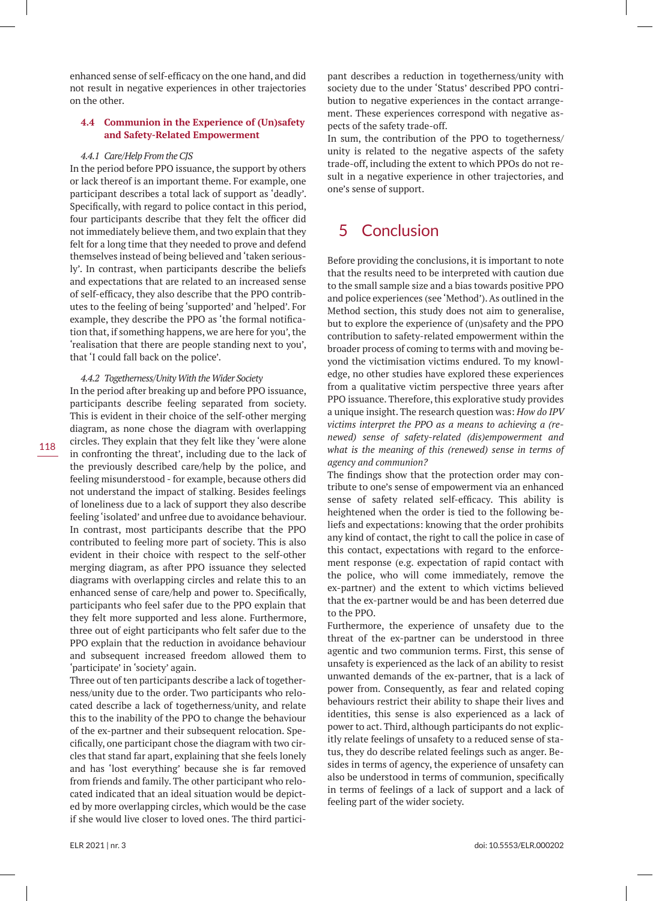enhanced sense of self-efficacy on the one hand, and did not result in negative experiences in other trajectories on the other.

### 4.4 Communion in the Experience of (Un)safety and Safety-Related Empowerment

#### *4.4.1 Care/Help From the CJS*

In the period before PPO issuance, the support by others or lack thereof is an important theme. For example, one participant describes a total lack of support as 'deadly'. Specifically, with regard to police contact in this period, four participants describe that they felt the officer did not immediately believe them, and two explain that they felt for a long time that they needed to prove and defend themselves instead of being believed and 'taken seriously'. In contrast, when participants describe the beliefs and expectations that are related to an increased sense of self-efficacy, they also describe that the PPO contributes to the feeling of being 'supported' and 'helped'. For example, they describe the PPO as 'the formal notification that, if something happens, we are here for you', the 'realisation that there are people standing next to you', that 'I could fall back on the police'.

#### *4.4.2 Togetherness/Unity With the Wider Society*

In the period after breaking up and before PPO issuance, participants describe feeling separated from society. This is evident in their choice of the self-other merging diagram, as none chose the diagram with overlapping circles. They explain that they felt like they 'were alone in confronting the threat', including due to the lack of the previously described care/help by the police, and feeling misunderstood - for example, because others did not understand the impact of stalking. Besides feelings of loneliness due to a lack of support they also describe feeling 'isolated' and unfree due to avoidance behaviour. In contrast, most participants describe that the PPO contributed to feeling more part of society. This is also evident in their choice with respect to the self-other merging diagram, as after PPO issuance they selected diagrams with overlapping circles and relate this to an enhanced sense of care/help and power to. Specifically, participants who feel safer due to the PPO explain that they felt more supported and less alone. Furthermore, three out of eight participants who felt safer due to the PPO explain that the reduction in avoidance behaviour and subsequent increased freedom allowed them to 'participate' in 'society' again.

Three out of ten participants describe a lack of togetherness/unity due to the order. Two participants who relocated describe a lack of togetherness/unity, and relate this to the inability of the PPO to change the behaviour of the ex-partner and their subsequent relocation. Specifically, one participant chose the diagram with two circles that stand far apart, explaining that she feels lonely and has 'lost everything' because she is far removed from friends and family. The other participant who relocated indicated that an ideal situation would be depicted by more overlapping circles, which would be the case if she would live closer to loved ones. The third participant describes a reduction in togetherness/unity with society due to the under 'Status' described PPO contribution to negative experiences in the contact arrangement. These experiences correspond with negative aspects of the safety trade-off.

In sum, the contribution of the PPO to togetherness/unity is related to the negative aspects of the safety trade-off, including the extent to which PPOs do not result in a negative experience in other trajectories, and one's sense of support.

## 5 Conclusion

Before providing the conclusions, it is important to note that the results need to be interpreted with caution due to the small sample size and a bias towards positive PPO and police experiences (see 'Method'). As outlined in the Method section, this study does not aim to generalise, but to explore the experience of (un)safety and the PPO contribution to safety-related empowerment within the broader process of coming to terms with and moving beyond the victimisation victims endured. To my knowledge, no other studies have explored these experiences from a qualitative victim perspective three years after PPO issuance. Therefore, this explorative study provides a unique insight. The research question was: *How do IPV victims interpret the PPO as a means to achieving a (renewed) sense of safety-related (dis)empowerment and what is the meaning of this (renewed) sense in terms of agency and communion?*

The findings show that the protection order may contribute to one's sense of empowerment via an enhanced sense of safety related self-efficacy. This ability is heightened when the order is tied to the following beliefs and expectations: knowing that the order prohibits any kind of contact, the right to call the police in case of this contact, expectations with regard to the enforcement response (e.g. expectation of rapid contact with the police, who will come immediately, remove the ex-partner) and the extent to which victims believed that the ex-partner would be and has been deterred due to the PPO.

Furthermore, the experience of unsafety due to the threat of the ex-partner can be understood in three agentic and two communion terms. First, this sense of unsafety is experienced as the lack of an ability to resist unwanted demands of the ex-partner, that is a lack of power from. Consequently, as fear and related coping behaviours restrict their ability to shape their lives and identities, this sense is also experienced as a lack of power to act. Third, although participants do not explicitly relate feelings of unsafety to a reduced sense of status, they do describe related feelings such as anger. Besides in terms of agency, the experience of unsafety can also be understood in terms of communion, specifically in terms of feelings of a lack of support and a lack of feeling part of the wider society.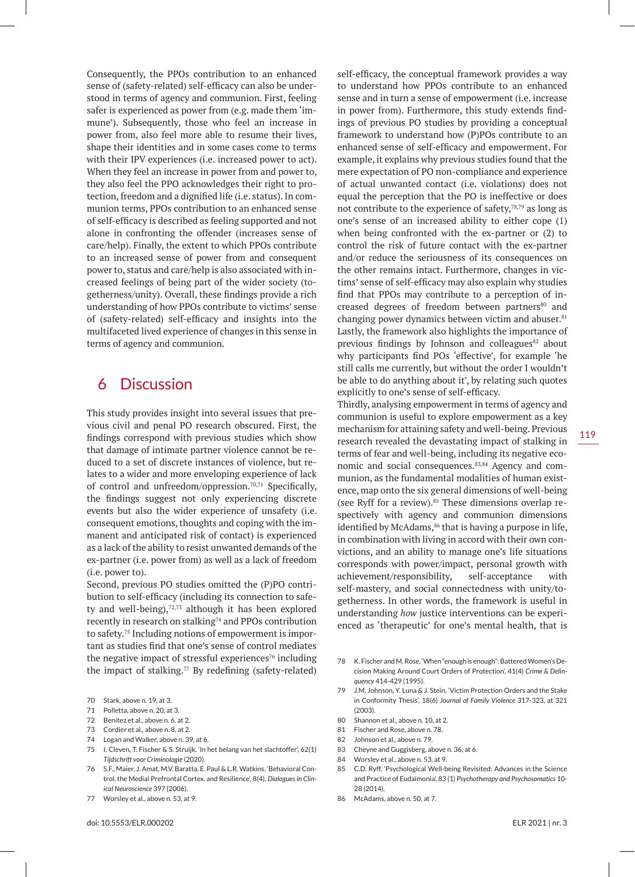Consequently, the PPOs contribution to an enhanced sense of (safety-related) self-efficacy can also be understood in terms of agency and communion. First, feeling safer is experienced as power from (e.g. made them 'immune'). Subsequently, those who feel an increase in power from, also feel more able to resume their lives, shape their identities and in some cases come to terms with their IPV experiences (i.e. increased power to act). When they feel an increase in power from and power to, they also feel the PPO acknowledges their right to protection, freedom and a dignified life (i.e. status). In communion terms, PPOs contribution to an enhanced sense of self-efficacy is described as feeling supported and not alone in confronting the offender (increases sense of care/help). Finally, the extent to which PPOs contribute to an increased sense of power from and consequent power to, status and care/help is also associated with increased feelings of being part of the wider society (togetherness/unity). Overall, these findings provide a rich understanding of how PPOs contribute to victims' sense of (safety-related) self-efficacy and insights into the multifaceted lived experience of changes in this sense in terms of agency and communion.

## 6 Discussion

This study provides insight into several issues that previous civil and penal PO research obscured. First, the findings correspond with previous studies which show that damage of intimate partner violence cannot be reduced to a set of discrete instances of violence, but relates to a wider and more enveloping experience of lack of control and unfreedom/oppression.[70,71] Specifically, the findings suggest not only experiencing discrete events but also the wider experience of unsafety (i.e. consequent emotions, thoughts and coping with the immanent and anticipated risk of contact) is experienced as a lack of the ability to resist unwanted demands of the ex-partner (i.e. power from) as well as a lack of freedom (i.e. power to).

Second, previous PO studies omitted the (P)PO contribution to self-efficacy (including its connection to safety and well-being),[72,73] although it has been explored recently in research on stalking[74] and PPOs contribution to safety.[75] Including notions of empowerment is important as studies find that one's sense of control mediates the negative impact of stressful experiences[76] including the impact of stalking.[77] By redefining (safety-related) self-efficacy, the conceptual framework provides a way to understand how PPOs contribute to an enhanced sense and in turn a sense of empowerment (i.e. increase in power from). Furthermore, this study extends findings of previous PO studies by providing a conceptual framework to understand how (P)POs contribute to an enhanced sense of self-efficacy and empowerment. For example, it explains why previous studies found that the mere expectation of PO non-compliance and experience of actual unwanted contact (i.e. violations) does not equal the perception that the PO is ineffective or does not contribute to the experience of safety,[78,79] as long as one's sense of an increased ability to either cope (1) when being confronted with the ex-partner or (2) to control the risk of future contact with the ex-partner and/or reduce the seriousness of its consequences on the other remains intact. Furthermore, changes in victims' sense of self-efficacy may also explain why studies find that PPOs may contribute to a perception of increased degrees of freedom between partners[80] and changing power dynamics between victim and abuser.[81] Lastly, the framework also highlights the importance of previous findings by Johnson and colleagues[82] about why participants find POs 'effective', for example 'he still calls me currently, but without the order I wouldn't be able to do anything about it', by relating such quotes explicitly to one's sense of self-efficacy.

Thirdly, analysing empowerment in terms of agency and communion is useful to explore empowerment as a key mechanism for attaining safety and well-being. Previous research revealed the devastating impact of stalking in terms of fear and well-being, including its negative economic and social consequences.[83,84] Agency and communion, as the fundamental modalities of human existence, map onto the six general dimensions of well-being (see Ryff for a review).[85] These dimensions overlap respectively with agency and communion dimensions identified by McAdams,[86] that is having a purpose in life, in combination with living in accord with their own convictions, and an ability to manage one's life situations corresponds with power/impact, personal growth with achievement/responsibility, self-acceptance with self-mastery, and social connectedness with unity/togetherness. In other words, the framework is useful in understanding *how* justice interventions can be experienced as 'therapeutic' for one's mental health, that is

70 Stark, above n. 19, at 3.

71 Polletta, above n. 20, at 3.

72 Benitez et al., above n. 6, at 2.

73 Cordier et al., above n. 8, at 2.

74 Logan and Walker, above n. 39, at 6.

75 I. Cleven, T. Fischer & S. Struijk. 'In het belang van het slachtoffer', 62(1) *Tijdschrift voor Criminologie* (2020).

76 S.F., Maier, J. Amat, M.V. Baratta, E. Paul & L.R. Watkins. 'Behavioral Control, the Medial Prefrontal Cortex, and Resilience', 8(4), *Dialogues in Clinical Neuroscience* 397 (2006).

77 Worsley et al., above n. 53, at 9.

78 K. Fischer and M. Rose, 'When "enough is enough": Battered Women's Decision Making Around Court Orders of Protection', 41(4) *Crime & Delinquency* 414-429 (1995).

79 J.M. Johnson, Y. Luna & J. Stein, 'Victim Protection Orders and the Stake in Conformity Thesis', 18(6) *Journal of Family Violence* 317-323, at 321 (2003).

80 Shannon et al., above n. 10, at 2.

81 Fischer and Rose, above n. 78.

82 Johnson et al., above n. 79.

83 Cheyne and Guggisberg, above n. 36, at 6.

84 Worsley et al., above n. 53, at 9.

85 C.D. Ryff, 'Psychological Well-being Revisited: Advances in the Science and Practice of Eudaimonia', *83* (1) *Psychotherapy and Psychosomatics* 10-28 (2014).

86 McAdams, above n. 50, at 7.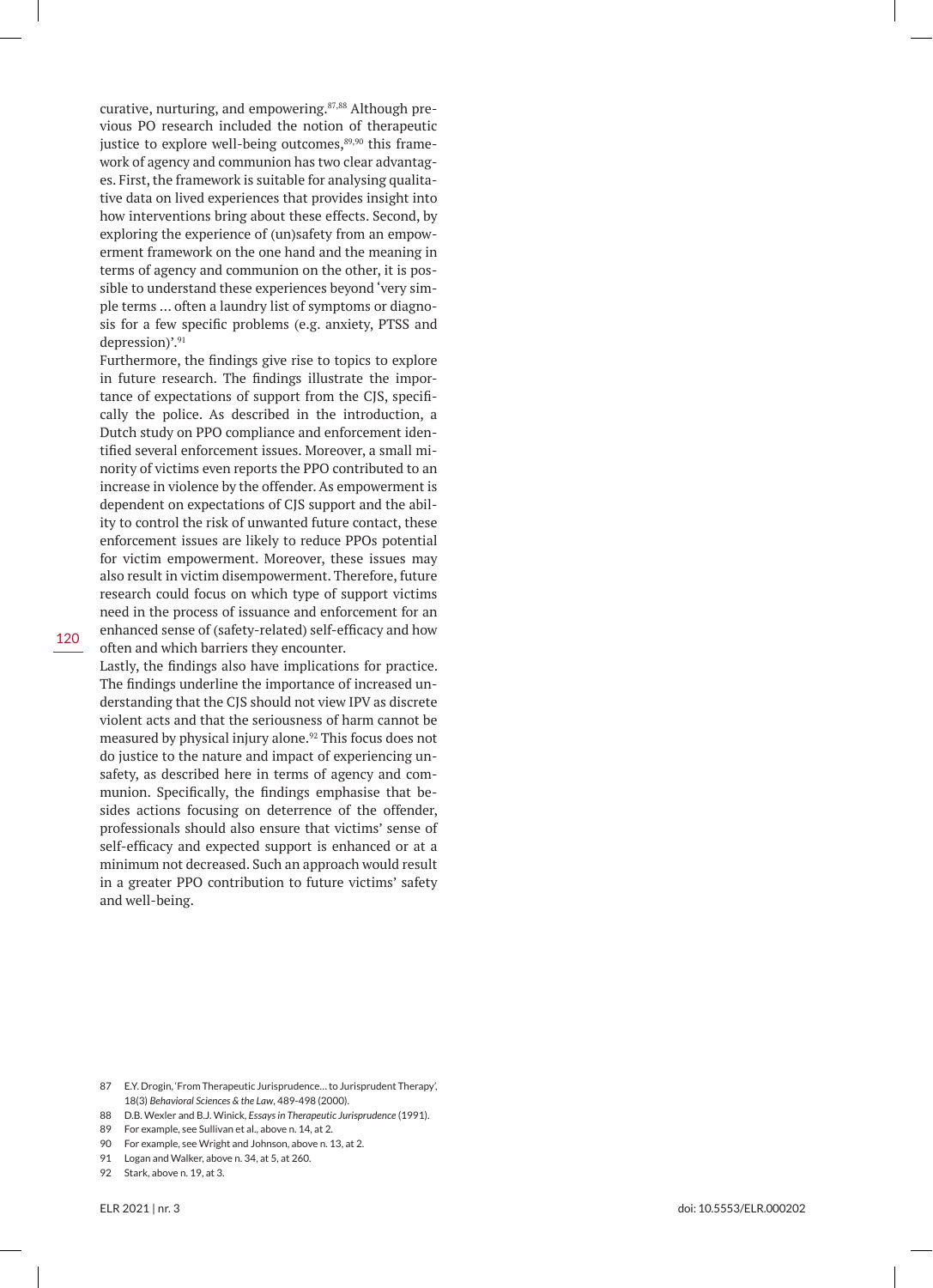curative, nurturing, and empowering.[87,88] Although previous PO research included the notion of therapeutic justice to explore well-being outcomes,[89,90] this framework of agency and communion has two clear advantages. First, the framework is suitable for analysing qualitative data on lived experiences that provides insight into how interventions bring about these effects. Second, by exploring the experience of (un)safety from an empowerment framework on the one hand and the meaning in terms of agency and communion on the other, it is possible to understand these experiences beyond 'very simple terms … often a laundry list of symptoms or diagnosis for a few specific problems (e.g. anxiety, PTSS and depression)'.[91]

Furthermore, the findings give rise to topics to explore in future research. The findings illustrate the importance of expectations of support from the CJS, specifically the police. As described in the introduction, a Dutch study on PPO compliance and enforcement identified several enforcement issues. Moreover, a small minority of victims even reports the PPO contributed to an increase in violence by the offender. As empowerment is dependent on expectations of CJS support and the ability to control the risk of unwanted future contact, these enforcement issues are likely to reduce PPOs potential for victim empowerment. Moreover, these issues may also result in victim disempowerment. Therefore, future research could focus on which type of support victims need in the process of issuance and enforcement for an enhanced sense of (safety-related) self-efficacy and how often and which barriers they encounter.

Lastly, the findings also have implications for practice. The findings underline the importance of increased understanding that the CJS should not view IPV as discrete violent acts and that the seriousness of harm cannot be measured by physical injury alone.[92] This focus does not do justice to the nature and impact of experiencing unsafety, as described here in terms of agency and communion. Specifically, the findings emphasise that besides actions focusing on deterrence of the offender, professionals should also ensure that victims' sense of self-efficacy and expected support is enhanced or at a minimum not decreased. Such an approach would result in a greater PPO contribution to future victims' safety and well-being.

87 E.Y. Drogin, 'From Therapeutic Jurisprudence… to Jurisprudent Therapy', 18(3) *Behavioral Sciences & the Law*, 489-498 (2000).

88 D.B. Wexler and B.J. Winick, *Essays in Therapeutic Jurisprudence* (1991).

89 For example, see Sullivan et al., above n. 14, at 2.

90 For example, see Wright and Johnson, above n. 13, at 2.

91 Logan and Walker, above n. 34, at 5, at 260.

92 Stark, above n. 19, at 3.